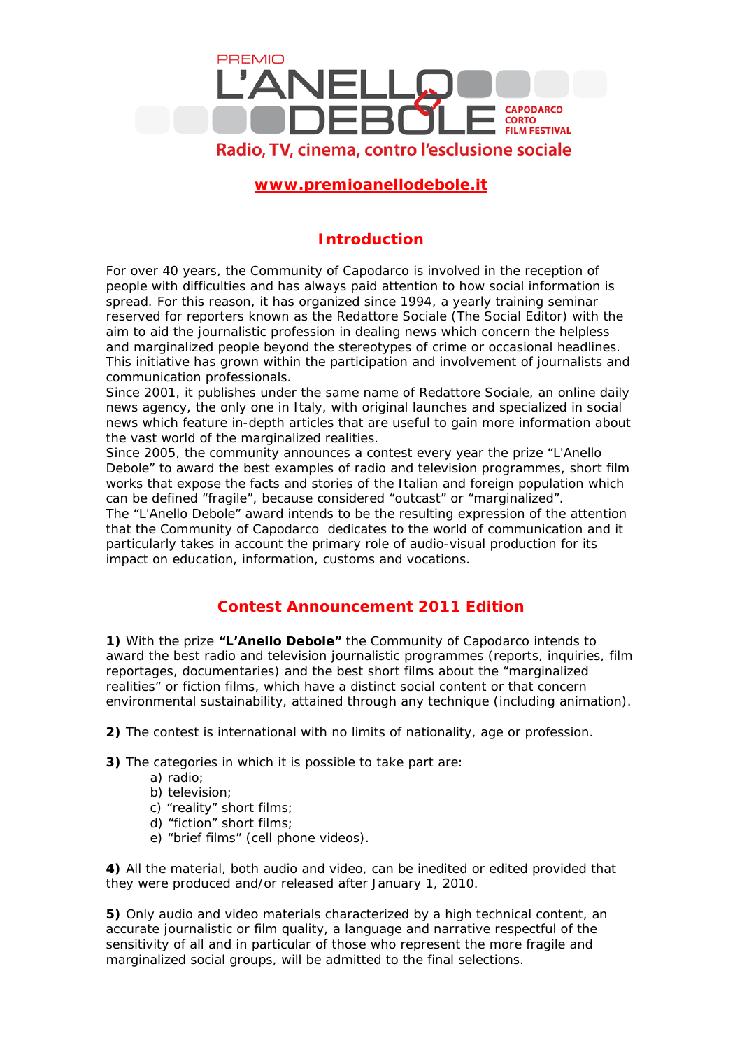PREMIO

# L'ANELLO DEBOLE

CAPODARCO CORTO FILM FESTIVAL

Radio, TV, cinema, contro l'esclusione sociale

**www.premioanellodebole.it**

## Introduction

For over 40 years, the Community of Capodarco is involved in the reception of people with difficulties and has always paid attention to how social information is spread. For this reason, it has organized since 1994, a yearly training seminar reserved for reporters known as the Redattore Sociale (The Social Editor) with the aim to aid the journalistic profession in dealing news which concern the helpless and marginalized people beyond the stereotypes of crime or occasional headlines. This initiative has grown within the participation and involvement of journalists and communication professionals.
Since 2001, it publishes under the same name of Redattore Sociale, an online daily news agency, the only one in Italy, with original launches and specialized in social news which feature in-depth articles that are useful to gain more information about the vast world of the marginalized realities.
Since 2005, the community announces a contest every year the prize "L'Anello Debole" to award the best examples of radio and television programmes, short film works that expose the facts and stories of the Italian and foreign population which can be defined "fragile", because considered "outcast" or "marginalized".
The "L'Anello Debole" award intends to be the resulting expression of the attention that the Community of Capodarco dedicates to the world of communication and it particularly takes in account the primary role of audio-visual production for its impact on education, information, customs and vocations.

## Contest Announcement 2011 Edition

**1)** With the prize **"L'Anello Debole"** the Community of Capodarco intends to award the best radio and television journalistic programmes (reports, inquiries, film reportages, documentaries) and the best short films about the "marginalized realities" or fiction films, which have a distinct social content or that concern environmental sustainability, attained through any technique (including animation).

**2)** The contest is international with no limits of nationality, age or profession.

**3)** The categories in which it is possible to take part are:

a) radio;
b) television;
c) "reality" short films;
d) "fiction" short films;
e) "brief films" (cell phone videos).

**4)** All the material, both audio and video, can be inedited or edited provided that they were produced and/or released after January 1, 2010.

**5)** Only audio and video materials characterized by a high technical content, an accurate journalistic or film quality, a language and narrative respectful of the sensitivity of all and in particular of those who represent the more fragile and marginalized social groups, will be admitted to the final selections.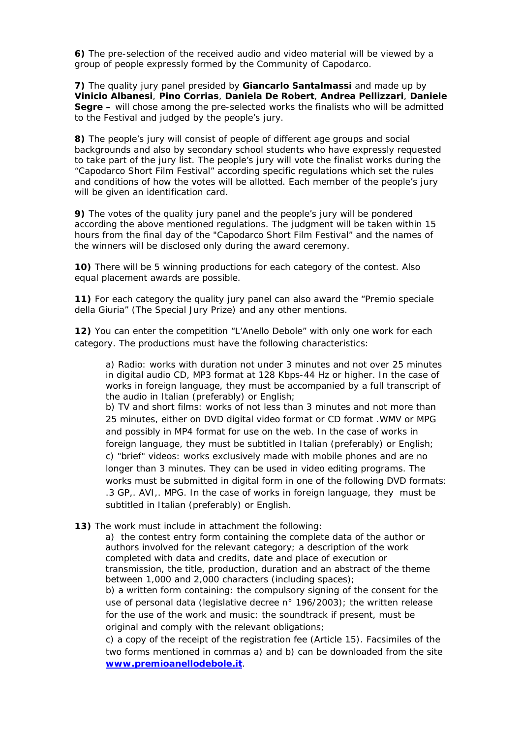**6)** The pre-selection of the received audio and video material will be viewed by a group of people expressly formed by the Community of Capodarco.

**7)** The quality jury panel presided by **Giancarlo Santalmassi** and made up by **Vinicio Albanesi**, **Pino Corrias**, **Daniela De Robert**, **Andrea Pellizzari**, **Daniele Segre –** will chose among the pre-selected works the finalists who will be admitted to the Festival and judged by the people's jury.

**8)** The people's jury will consist of people of different age groups and social backgrounds and also by secondary school students who have expressly requested to take part of the jury list. The people's jury will vote the finalist works during the "Capodarco Short Film Festival" according specific regulations which set the rules and conditions of how the votes will be allotted. Each member of the people's jury will be given an identification card.

**9)** The votes of the quality jury panel and the people's jury will be pondered according the above mentioned regulations. The judgment will be taken within 15 hours from the final day of the "Capodarco Short Film Festival" and the names of the winners will be disclosed only during the award ceremony.

**10)** There will be 5 winning productions for each category of the contest. Also equal placement awards are possible.

**11)** For each category the quality jury panel can also award the "Premio speciale della Giuria" (The Special Jury Prize) and any other mentions.

**12)** You can enter the competition "L'Anello Debole" with only one work for each category. The productions must have the following characteristics:

a) Radio: works with duration not under 3 minutes and not over 25 minutes in digital audio CD, MP3 format at 128 Kbps-44 Hz or higher. In the case of works in foreign language, they must be accompanied by a full transcript of the audio in Italian (preferably) or English;
b) TV and short films: works of not less than 3 minutes and not more than 25 minutes, either on DVD digital video format or CD format .WMV or MPG and possibly in MP4 format for use on the web. In the case of works in foreign language, they must be subtitled in Italian (preferably) or English;
c) "brief" videos: works exclusively made with mobile phones and are no longer than 3 minutes. They can be used in video editing programs. The works must be submitted in digital form in one of the following DVD formats: .3 GP,. AVI,. MPG. In the case of works in foreign language, they must be subtitled in Italian (preferably) or English.

**13)** The work must include in attachment the following:

a) the contest entry form containing the complete data of the author or authors involved for the relevant category; a description of the work completed with data and credits, date and place of execution or transmission, the title, production, duration and an abstract of the theme between 1,000 and 2,000 characters (including spaces);
b) a written form containing: the compulsory signing of the consent for the use of personal data (legislative decree n° 196/2003); the written release for the use of the work and music: the soundtrack if present, must be original and comply with the relevant obligations;
c) a copy of the receipt of the registration fee (Article 15). Facsimiles of the two forms mentioned in commas a) and b) can be downloaded from the site **www.premioanellodebole.it**.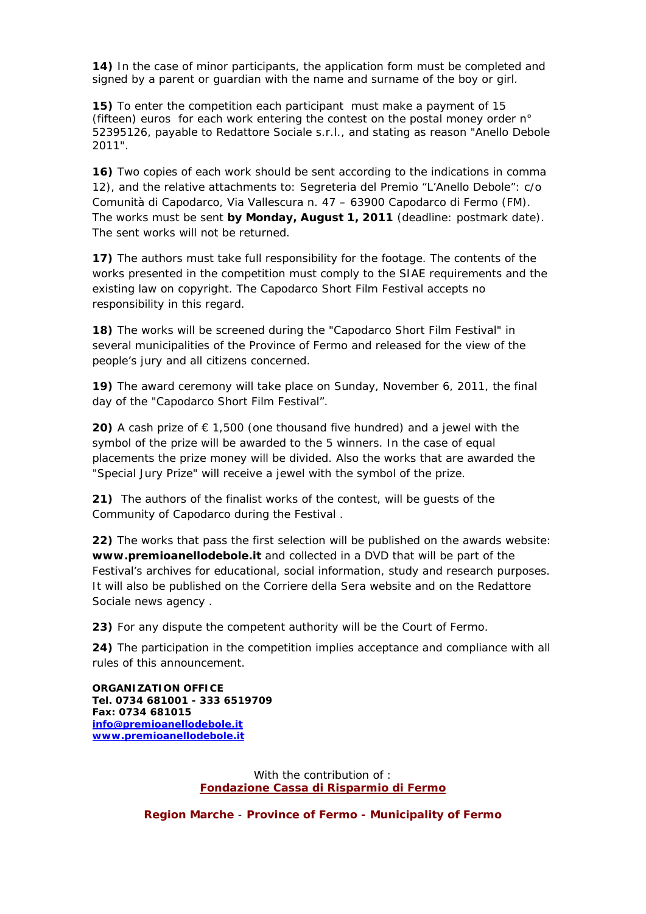**14)** In the case of minor participants, the application form must be completed and signed by a parent or guardian with the name and surname of the boy or girl.

**15)** To enter the competition each participant must make a payment of 15 (fifteen) euros for each work entering the contest on the postal money order n° 52395126, payable to Redattore Sociale s.r.l., and stating as reason "Anello Debole 2011".

**16)** Two copies of each work should be sent according to the indications in comma 12), and the relative attachments to: Segreteria del Premio "L'Anello Debole": c/o Comunità di Capodarco, Via Vallescura n. 47 – 63900 Capodarco di Fermo (FM). The works must be sent **by Monday, August 1, 2011** (deadline: postmark date). The sent works will not be returned.

**17)** The authors must take full responsibility for the footage. The contents of the works presented in the competition must comply to the SIAE requirements and the existing law on copyright. The Capodarco Short Film Festival accepts no responsibility in this regard.

**18)** The works will be screened during the "Capodarco Short Film Festival" in several municipalities of the Province of Fermo and released for the view of the people's jury and all citizens concerned.

**19)** The award ceremony will take place on Sunday, November 6, 2011, the final day of the "Capodarco Short Film Festival".

**20)** A cash prize of € 1,500 (one thousand five hundred) and a jewel with the symbol of the prize will be awarded to the 5 winners. In the case of equal placements the prize money will be divided. Also the works that are awarded the "Special Jury Prize" will receive a jewel with the symbol of the prize.

**21)** The authors of the finalist works of the contest, will be guests of the Community of Capodarco during the Festival .

**22)** The works that pass the first selection will be published on the awards website: **www.premioanellodebole.it** and collected in a DVD that will be part of the Festival's archives for educational, social information, study and research purposes. It will also be published on the Corriere della Sera website and on the Redattore Sociale news agency .

**23)** For any dispute the competent authority will be the Court of Fermo.

**24)** The participation in the competition implies acceptance and compliance with all rules of this announcement.

**ORGANIZATION OFFICE**
**Tel. 0734 681001 - 333 6519709**
**Fax: 0734 681015**
**info@premioanellodebole.it**
**www.premioanellodebole.it**

With the contribution of :
**Fondazione Cassa di Risparmio di Fermo**

**Region Marche - Province of Fermo - Municipality of Fermo**